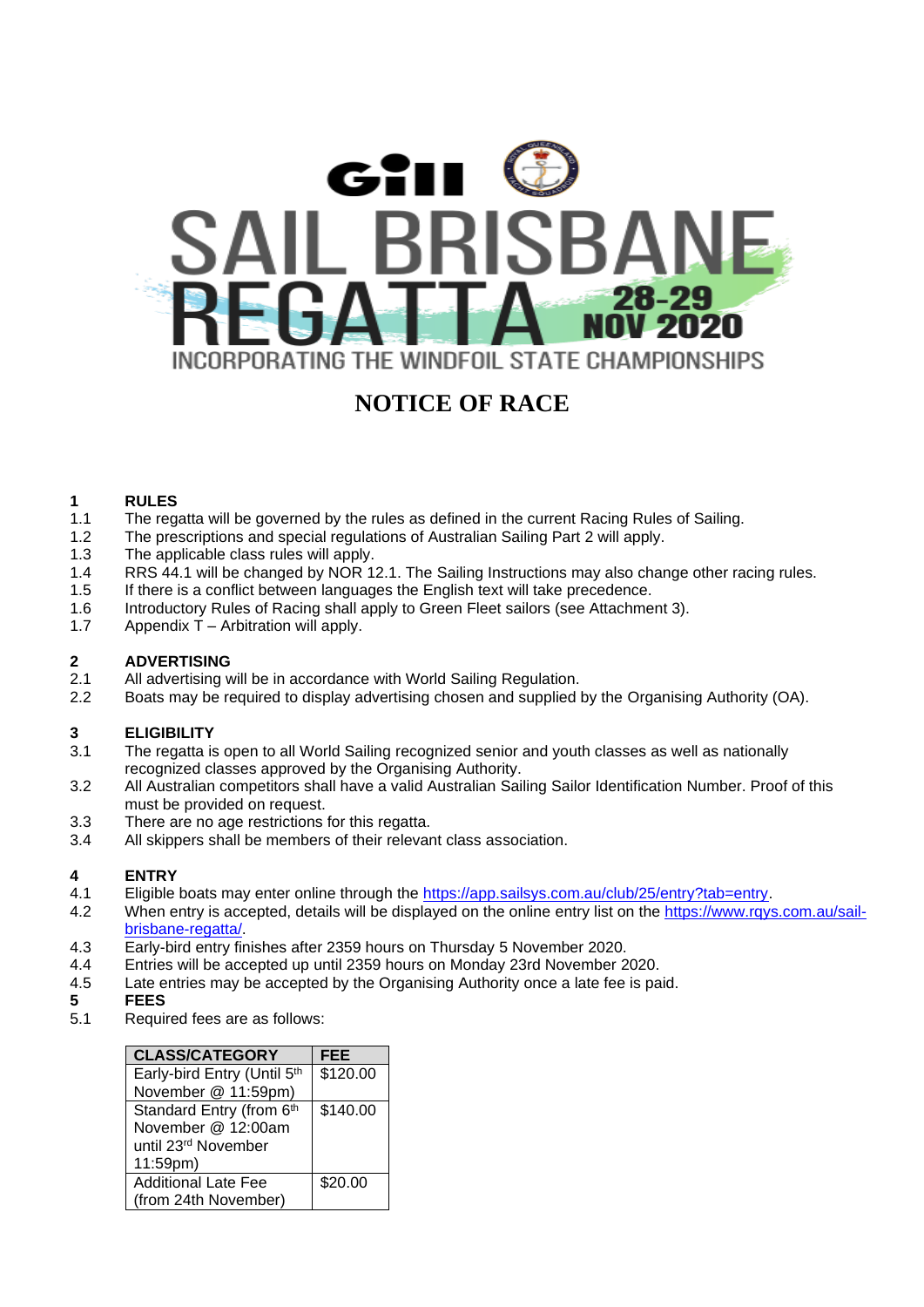# Gill SAIL BRISBANE REGATTA 28-29 NOV 2020

INCORPORATING THE WINDFOIL STATE CHAMPIONSHIPS

# NOTICE OF RACE

## 1 RULES

1.1 The regatta will be governed by the rules as defined in the current Racing Rules of Sailing.

1.2 The prescriptions and special regulations of Australian Sailing Part 2 will apply.

1.3 The applicable class rules will apply.

1.4 RRS 44.1 will be changed by NOR 12.1. The Sailing Instructions may also change other racing rules.

1.5 If there is a conflict between languages the English text will take precedence.

1.6 Introductory Rules of Racing shall apply to Green Fleet sailors (see Attachment 3).

1.7 Appendix T – Arbitration will apply.

## 2 ADVERTISING

2.1 All advertising will be in accordance with World Sailing Regulation.

2.2 Boats may be required to display advertising chosen and supplied by the Organising Authority (OA).

## 3 ELIGIBILITY

3.1 The regatta is open to all World Sailing recognized senior and youth classes as well as nationally recognized classes approved by the Organising Authority.

3.2 All Australian competitors shall have a valid Australian Sailing Sailor Identification Number. Proof of this must be provided on request.

3.3 There are no age restrictions for this regatta.

3.4 All skippers shall be members of their relevant class association.

## 4 ENTRY

4.1 Eligible boats may enter online through the https://app.sailsys.com.au/club/25/entry?tab=entry.

4.2 When entry is accepted, details will be displayed on the online entry list on the https://www.rqys.com.au/sail-brisbane-regatta/.

4.3 Early-bird entry finishes after 2359 hours on Thursday 5 November 2020.

4.4 Entries will be accepted up until 2359 hours on Monday 23rd November 2020.

4.5 Late entries may be accepted by the Organising Authority once a late fee is paid.

## 5 FEES

5.1 Required fees are as follows:

| CLASS/CATEGORY | FEE |
|---|---|
| Early-bird Entry (Until 5th November @ 11:59pm) | $120.00 |
| Standard Entry (from 6th November @ 12:00am until 23rd November 11:59pm) | $140.00 |
| Additional Late Fee (from 24th November) | $20.00 |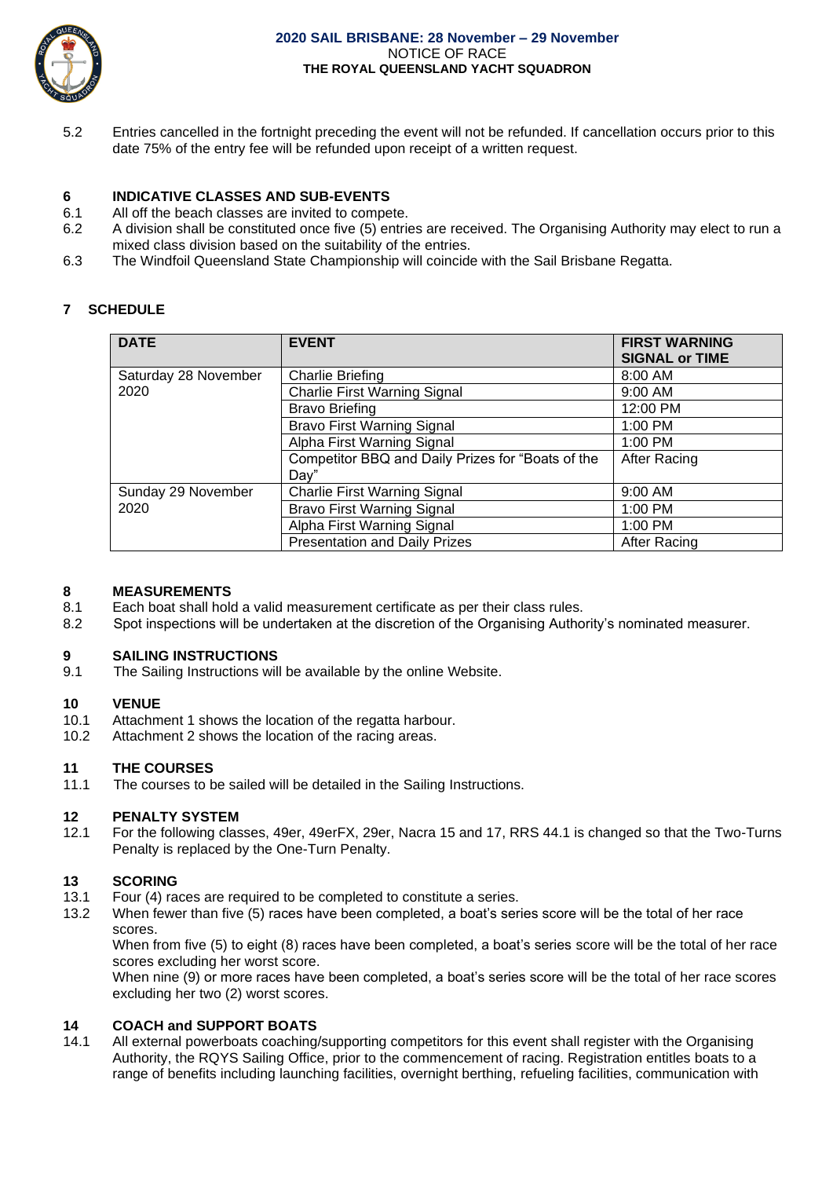5.2 Entries cancelled in the fortnight preceding the event will not be refunded. If cancellation occurs prior to this date 75% of the entry fee will be refunded upon receipt of a written request.

## 6 INDICATIVE CLASSES AND SUB-EVENTS

6.1 All off the beach classes are invited to compete.

6.2 A division shall be constituted once five (5) entries are received. The Organising Authority may elect to run a mixed class division based on the suitability of the entries.

6.3 The Windfoil Queensland State Championship will coincide with the Sail Brisbane Regatta.

## 7 SCHEDULE

| DATE | EVENT | FIRST WARNING SIGNAL or TIME |
|---|---|---|
| Saturday 28 November 2020 | Charlie Briefing | 8:00 AM |
| | Charlie First Warning Signal | 9:00 AM |
| | Bravo Briefing | 12:00 PM |
| | Bravo First Warning Signal | 1:00 PM |
| | Alpha First Warning Signal | 1:00 PM |
| | Competitor BBQ and Daily Prizes for "Boats of the Day" | After Racing |
| Sunday 29 November 2020 | Charlie First Warning Signal | 9:00 AM |
| | Bravo First Warning Signal | 1:00 PM |
| | Alpha First Warning Signal | 1:00 PM |
| | Presentation and Daily Prizes | After Racing |

## 8 MEASUREMENTS

8.1 Each boat shall hold a valid measurement certificate as per their class rules.

8.2 Spot inspections will be undertaken at the discretion of the Organising Authority's nominated measurer.

## 9 SAILING INSTRUCTIONS

9.1 The Sailing Instructions will be available by the online Website.

## 10 VENUE

10.1 Attachment 1 shows the location of the regatta harbour.

10.2 Attachment 2 shows the location of the racing areas.

## 11 THE COURSES

11.1 The courses to be sailed will be detailed in the Sailing Instructions.

## 12 PENALTY SYSTEM

12.1 For the following classes, 49er, 49erFX, 29er, Nacra 15 and 17, RRS 44.1 is changed so that the Two-Turns Penalty is replaced by the One-Turn Penalty.

## 13 SCORING

13.1 Four (4) races are required to be completed to constitute a series.

13.2 When fewer than five (5) races have been completed, a boat's series score will be the total of her race scores.
When from five (5) to eight (8) races have been completed, a boat's series score will be the total of her race scores excluding her worst score.
When nine (9) or more races have been completed, a boat's series score will be the total of her race scores excluding her two (2) worst scores.

## 14 COACH and SUPPORT BOATS

14.1 All external powerboats coaching/supporting competitors for this event shall register with the Organising Authority, the RQYS Sailing Office, prior to the commencement of racing. Registration entitles boats to a range of benefits including launching facilities, overnight berthing, refueling facilities, communication with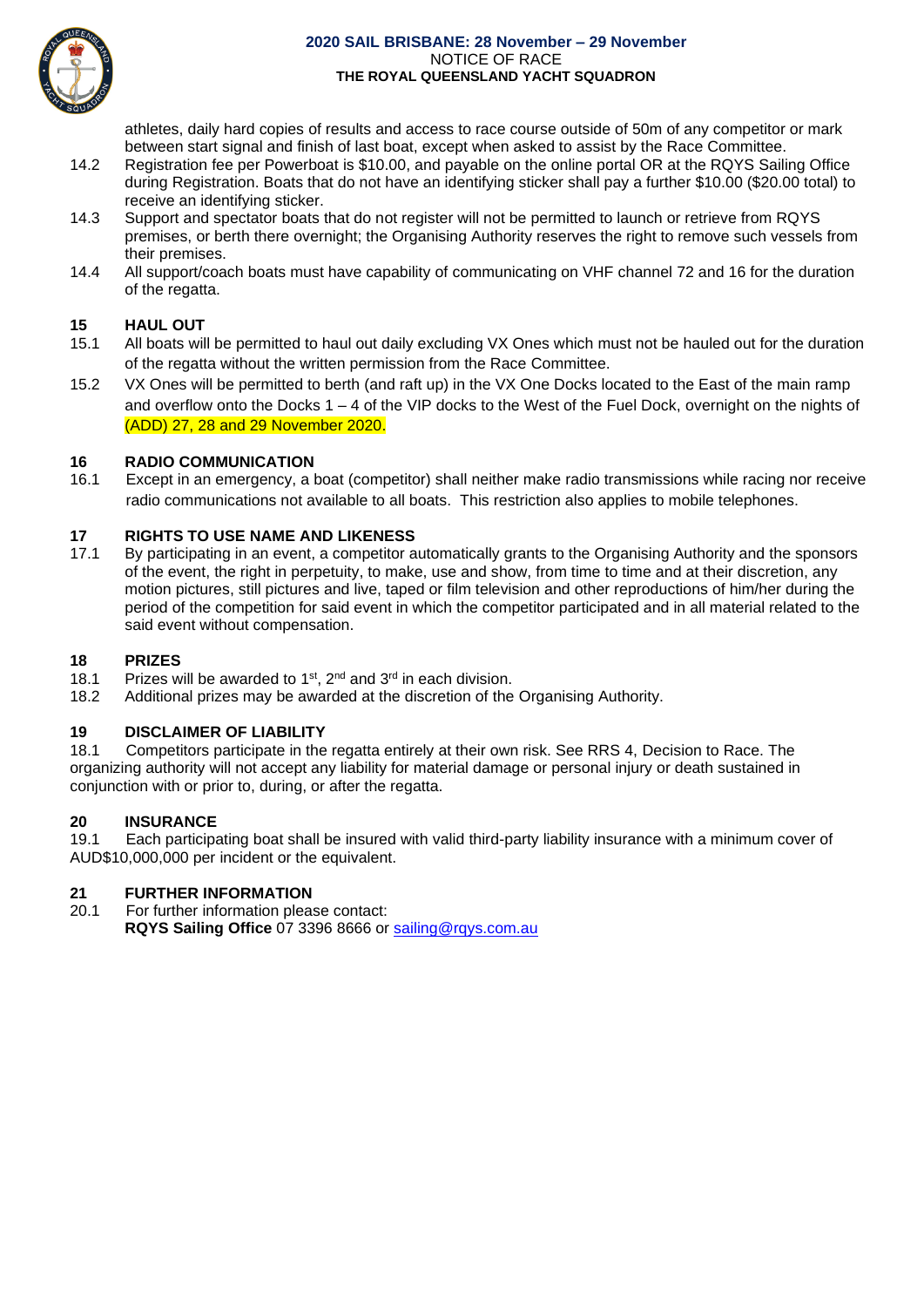athletes, daily hard copies of results and access to race course outside of 50m of any competitor or mark between start signal and finish of last boat, except when asked to assist by the Race Committee.

14.2 Registration fee per Powerboat is $10.00, and payable on the online portal OR at the RQYS Sailing Office during Registration. Boats that do not have an identifying sticker shall pay a further $10.00 ($20.00 total) to receive an identifying sticker.

14.3 Support and spectator boats that do not register will not be permitted to launch or retrieve from RQYS premises, or berth there overnight; the Organising Authority reserves the right to remove such vessels from their premises.

14.4 All support/coach boats must have capability of communicating on VHF channel 72 and 16 for the duration of the regatta.

## 15 HAUL OUT

15.1 All boats will be permitted to haul out daily excluding VX Ones which must not be hauled out for the duration of the regatta without the written permission from the Race Committee.

15.2 VX Ones will be permitted to berth (and raft up) in the VX One Docks located to the East of the main ramp and overflow onto the Docks 1 – 4 of the VIP docks to the West of the Fuel Dock, overnight on the nights of (ADD) 27, 28 and 29 November 2020.

## 16 RADIO COMMUNICATION

16.1 Except in an emergency, a boat (competitor) shall neither make radio transmissions while racing nor receive radio communications not available to all boats. This restriction also applies to mobile telephones.

## 17 RIGHTS TO USE NAME AND LIKENESS

17.1 By participating in an event, a competitor automatically grants to the Organising Authority and the sponsors of the event, the right in perpetuity, to make, use and show, from time to time and at their discretion, any motion pictures, still pictures and live, taped or film television and other reproductions of him/her during the period of the competition for said event in which the competitor participated and in all material related to the said event without compensation.

## 18 PRIZES

18.1 Prizes will be awarded to 1st, 2nd and 3rd in each division.

18.2 Additional prizes may be awarded at the discretion of the Organising Authority.

## 19 DISCLAIMER OF LIABILITY

18.1 Competitors participate in the regatta entirely at their own risk. See RRS 4, Decision to Race. The organizing authority will not accept any liability for material damage or personal injury or death sustained in conjunction with or prior to, during, or after the regatta.

## 20 INSURANCE

19.1 Each participating boat shall be insured with valid third-party liability insurance with a minimum cover of AUD$10,000,000 per incident or the equivalent.

## 21 FURTHER INFORMATION

20.1 For further information please contact:
**RQYS Sailing Office** 07 3396 8666 or sailing@rqys.com.au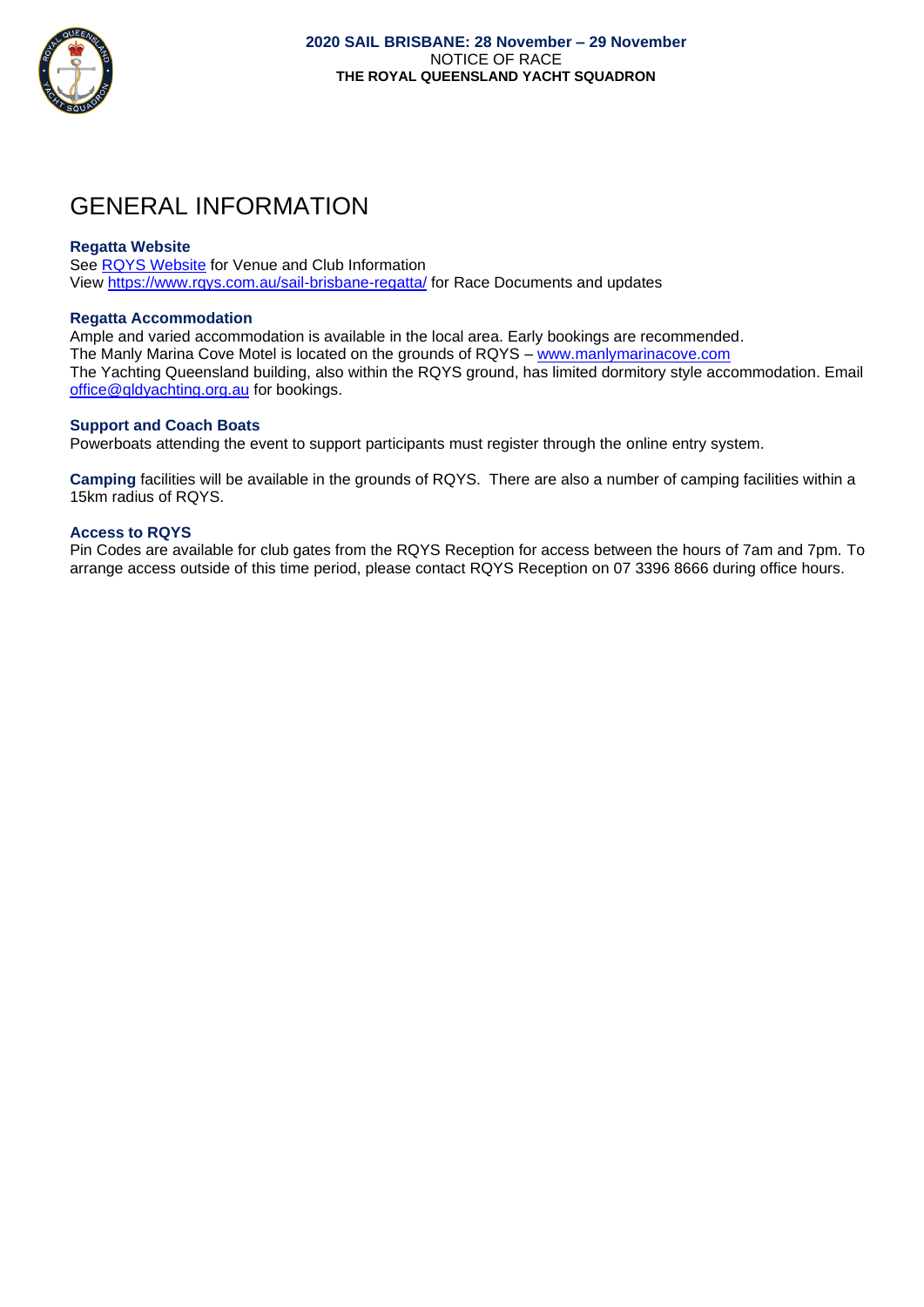# GENERAL INFORMATION

**Regatta Website**
See [RQYS Website](RQYS Website) for Venue and Club Information
View https://www.rqys.com.au/sail-brisbane-regatta/ for Race Documents and updates

**Regatta Accommodation**
Ample and varied accommodation is available in the local area. Early bookings are recommended.
The Manly Marina Cove Motel is located on the grounds of RQYS – www.manlymarinacove.com
The Yachting Queensland building, also within the RQYS ground, has limited dormitory style accommodation. Email office@qldyachting.org.au for bookings.

**Support and Coach Boats**
Powerboats attending the event to support participants must register through the online entry system.

**Camping** facilities will be available in the grounds of RQYS. There are also a number of camping facilities within a 15km radius of RQYS.

**Access to RQYS**
Pin Codes are available for club gates from the RQYS Reception for access between the hours of 7am and 7pm. To arrange access outside of this time period, please contact RQYS Reception on 07 3396 8666 during office hours.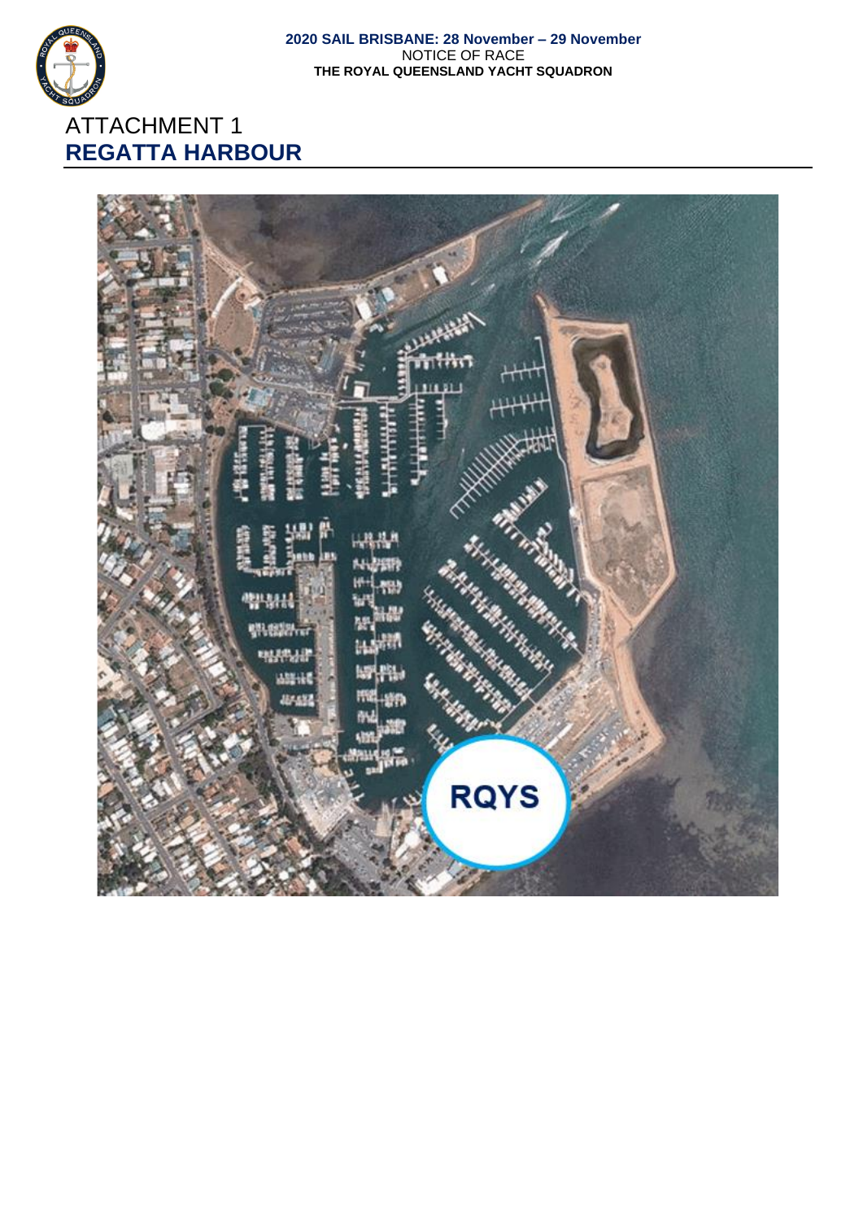# ATTACHMENT 1
## REGATTA HARBOUR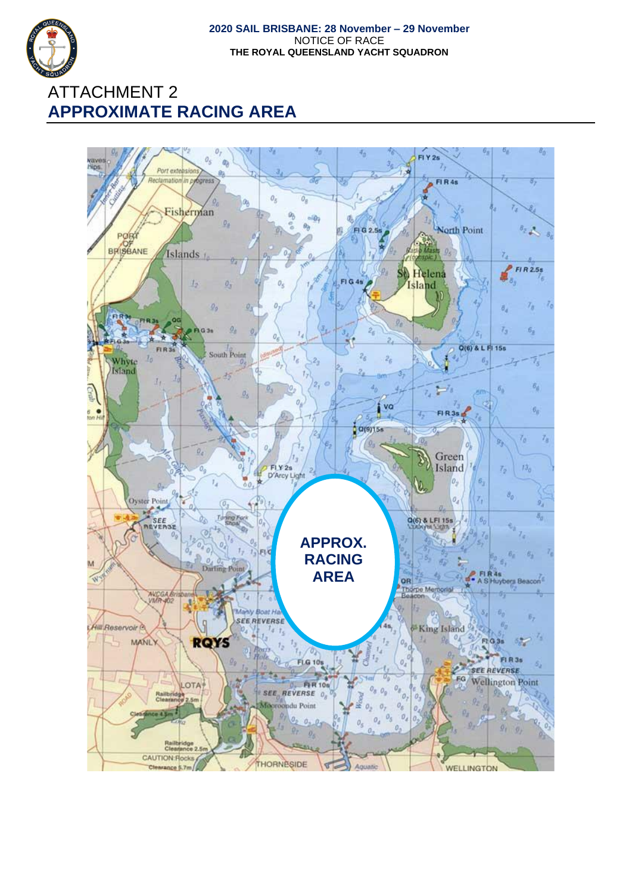# ATTACHMENT 2

## APPROXIMATE RACING AREA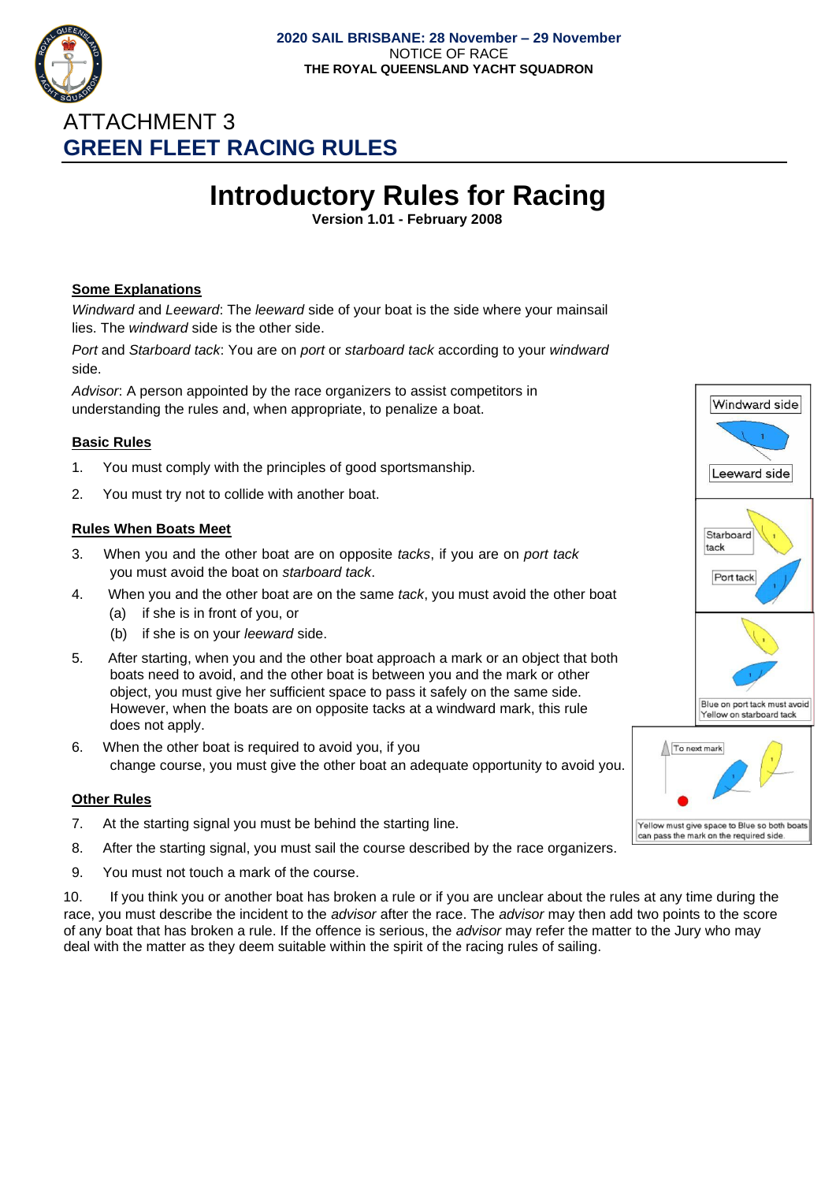# ATTACHMENT 3

## GREEN FLEET RACING RULES

# Introductory Rules for Racing

**Version 1.01 - February 2008**

### Some Explanations

*Windward* and *Leeward*: The *leeward* side of your boat is the side where your mainsail lies. The *windward* side is the other side.

*Port* and *Starboard tack*: You are on *port* or *starboard tack* according to your *windward* side.

*Advisor*: A person appointed by the race organizers to assist competitors in understanding the rules and, when appropriate, to penalize a boat.

### Basic Rules

1. You must comply with the principles of good sportsmanship.
2. You must try not to collide with another boat.

### Rules When Boats Meet

3. When you and the other boat are on opposite *tacks*, if you are on *port tack* you must avoid the boat on *starboard tack*.
4. When you and the other boat are on the same *tack*, you must avoid the other boat
   (a) if she is in front of you, or
   (b) if she is on your *leeward* side.
5. After starting, when you and the other boat approach a mark or an object that both boats need to avoid, and the other boat is between you and the mark or other object, you must give her sufficient space to pass it safely on the same side. However, when the boats are on opposite tacks at a windward mark, this rule does not apply.
6. When the other boat is required to avoid you, if you change course, you must give the other boat an adequate opportunity to avoid you.

### Other Rules

7. At the starting signal you must be behind the starting line.
8. After the starting signal, you must sail the course described by the race organizers.
9. You must not touch a mark of the course.
10. If you think you or another boat has broken a rule or if you are unclear about the rules at any time during the race, you must describe the incident to the *advisor* after the race. The *advisor* may then add two points to the score of any boat that has broken a rule. If the offence is serious, the *advisor* may refer the matter to the Jury who may deal with the matter as they deem suitable within the spirit of the racing rules of sailing.

Windward side / Leeward side

Starboard tack / Port tack

Blue on port tack must avoid Yellow on starboard tack

To next mark

Yellow must give space to Blue so both boats can pass the mark on the required side.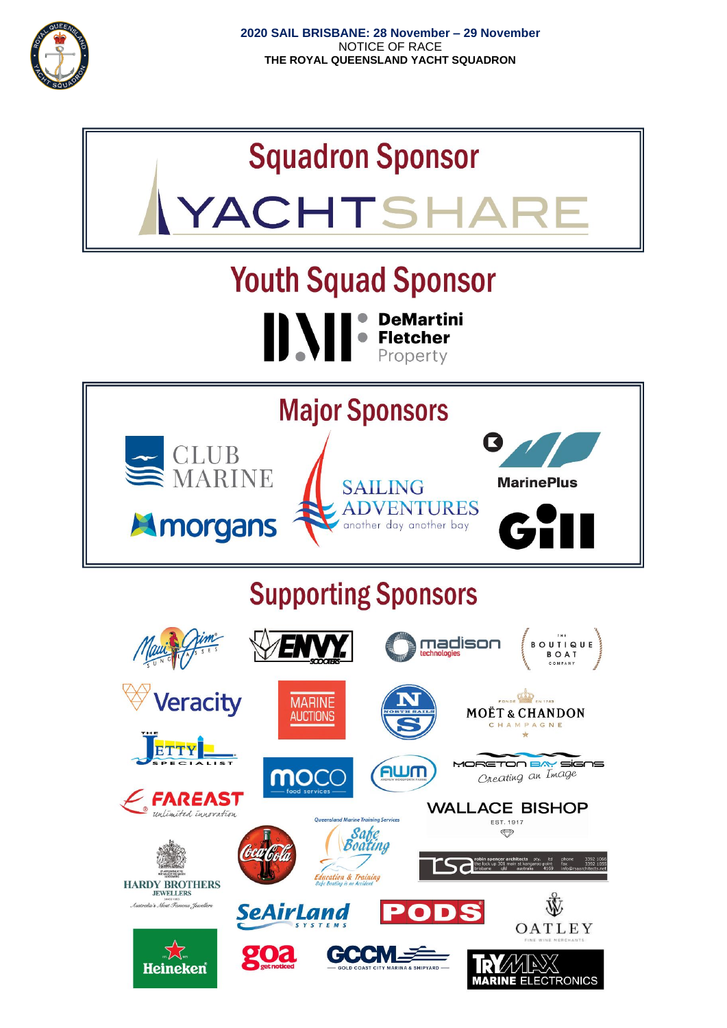# Squadron Sponsor

YACHTSHARE

# Youth Squad Sponsor

DeMartini Fletcher Property

# Major Sponsors

CLUB MARINE

SAILING ADVENTURES another day another bay

MarinePlus

morgans

Gill

# Supporting Sponsors

Maui Jim Sunglasses

ENVY Scooters

madison technologies

The Boutique Boat Company

Veracity

MARINE AUCTIONS

North Sails

MOËT & CHANDON CHAMPAGNE

The Jetty Specialist

moco food services

AWM

Moreton Bay Signs Creating an Image

FAREAST unlimited innovation

WALLACE BISHOP EST. 1917

Coca-Cola

Queensland Marine Training Services Safe Boating Education & Training Safe Boating is no Accident

rsa robin spencer architects

HARDY BROTHERS JEWELLERS Australia's Most Famous Jewellers

SeAirLand Systems

PODS

OATLEY Fine Wine Merchants

Heineken

goa get noticed

GCCM Gold Coast City Marina & Shipyard

TRYMAX MARINE ELECTRONICS